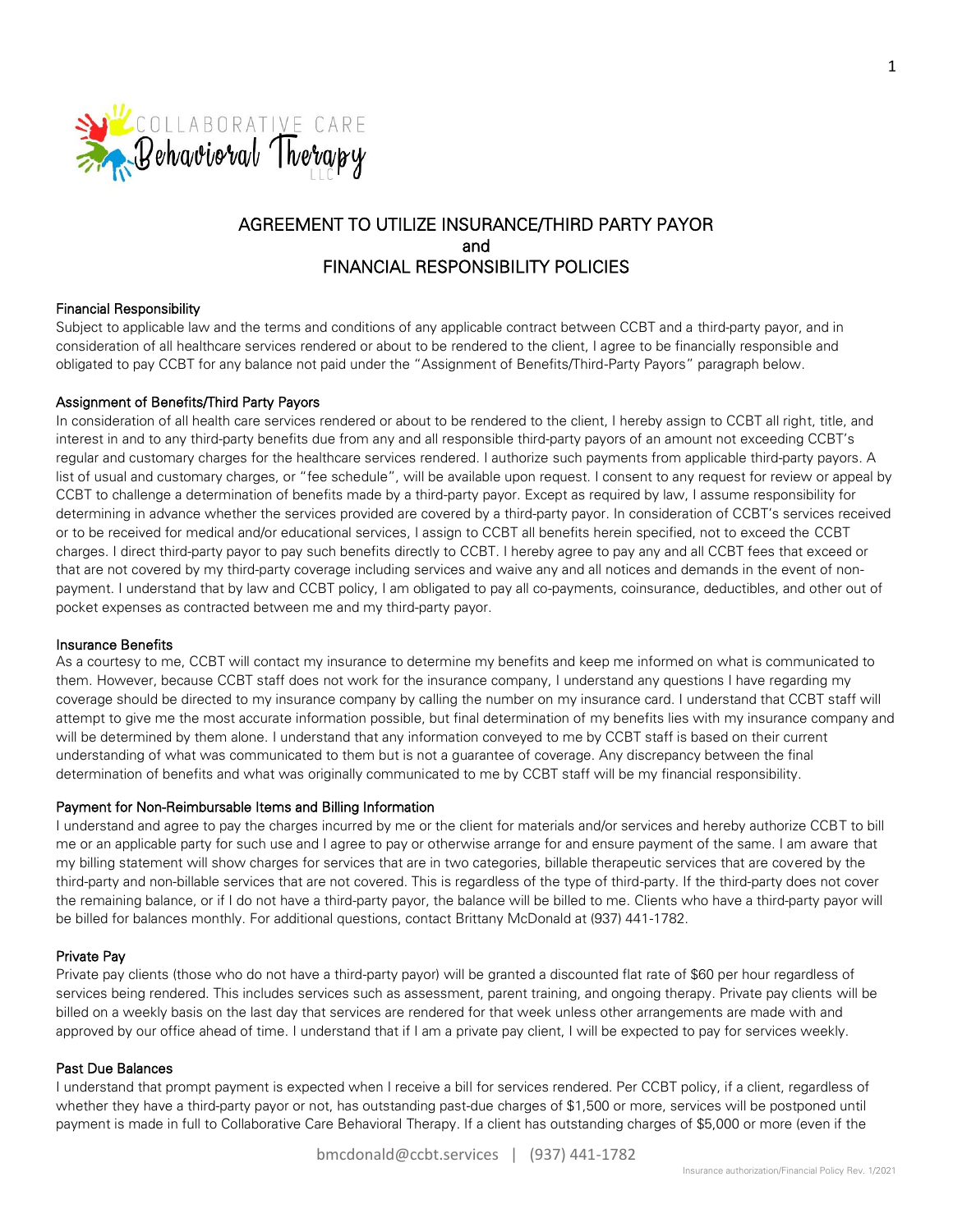# AGREEMENT TO UTILIZE INSURANCE/THIRD PARTY PAYOR and FINANCIAL RESPONSIBILITY POLICIES

## Financial Responsibility

Subject to applicable law and the terms and conditions of any applicable contract between CCBT and a third-party payor, and in consideration of all healthcare services rendered or about to be rendered to the client, I agree to be financially responsible and obligated to pay CCBT for any balance not paid under the "Assignment of Benefits/Third-Party Payors" paragraph below.

## Assignment of Benefits/Third Party Payors

In consideration of all health care services rendered or about to be rendered to the client, I hereby assign to CCBT all right, title, and interest in and to any third-party benefits due from any and all responsible third-party payors of an amount not exceeding CCBT's regular and customary charges for the healthcare services rendered. I authorize such payments from applicable third-party payors. A list of usual and customary charges, or "fee schedule", will be available upon request. I consent to any request for review or appeal by CCBT to challenge a determination of benefits made by a third-party payor. Except as required by law, I assume responsibility for determining in advance whether the services provided are covered by a third-party payor. In consideration of CCBT's services received or to be received for medical and/or educational services, I assign to CCBT all benefits herein specified, not to exceed the CCBT charges. I direct third-party payor to pay such benefits directly to CCBT. I hereby agree to pay any and all CCBT fees that exceed or that are not covered by my third-party coverage including services and waive any and all notices and demands in the event of non-payment. I understand that by law and CCBT policy, I am obligated to pay all co-payments, coinsurance, deductibles, and other out of pocket expenses as contracted between me and my third-party payor.

## Insurance Benefits

As a courtesy to me, CCBT will contact my insurance to determine my benefits and keep me informed on what is communicated to them. However, because CCBT staff does not work for the insurance company, I understand any questions I have regarding my coverage should be directed to my insurance company by calling the number on my insurance card. I understand that CCBT staff will attempt to give me the most accurate information possible, but final determination of my benefits lies with my insurance company and will be determined by them alone. I understand that any information conveyed to me by CCBT staff is based on their current understanding of what was communicated to them but is not a guarantee of coverage. Any discrepancy between the final determination of benefits and what was originally communicated to me by CCBT staff will be my financial responsibility.

## Payment for Non-Reimbursable Items and Billing Information

I understand and agree to pay the charges incurred by me or the client for materials and/or services and hereby authorize CCBT to bill me or an applicable party for such use and I agree to pay or otherwise arrange for and ensure payment of the same. I am aware that my billing statement will show charges for services that are in two categories, billable therapeutic services that are covered by the third-party and non-billable services that are not covered. This is regardless of the type of third-party. If the third-party does not cover the remaining balance, or if I do not have a third-party payor, the balance will be billed to me. Clients who have a third-party payor will be billed for balances monthly. For additional questions, contact Brittany McDonald at (937) 441-1782.

## Private Pay

Private pay clients (those who do not have a third-party payor) will be granted a discounted flat rate of $60 per hour regardless of services being rendered. This includes services such as assessment, parent training, and ongoing therapy. Private pay clients will be billed on a weekly basis on the last day that services are rendered for that week unless other arrangements are made with and approved by our office ahead of time. I understand that if I am a private pay client, I will be expected to pay for services weekly.

## Past Due Balances

I understand that prompt payment is expected when I receive a bill for services rendered. Per CCBT policy, if a client, regardless of whether they have a third-party payor or not, has outstanding past-due charges of $1,500 or more, services will be postponed until payment is made in full to Collaborative Care Behavioral Therapy. If a client has outstanding charges of $5,000 or more (even if the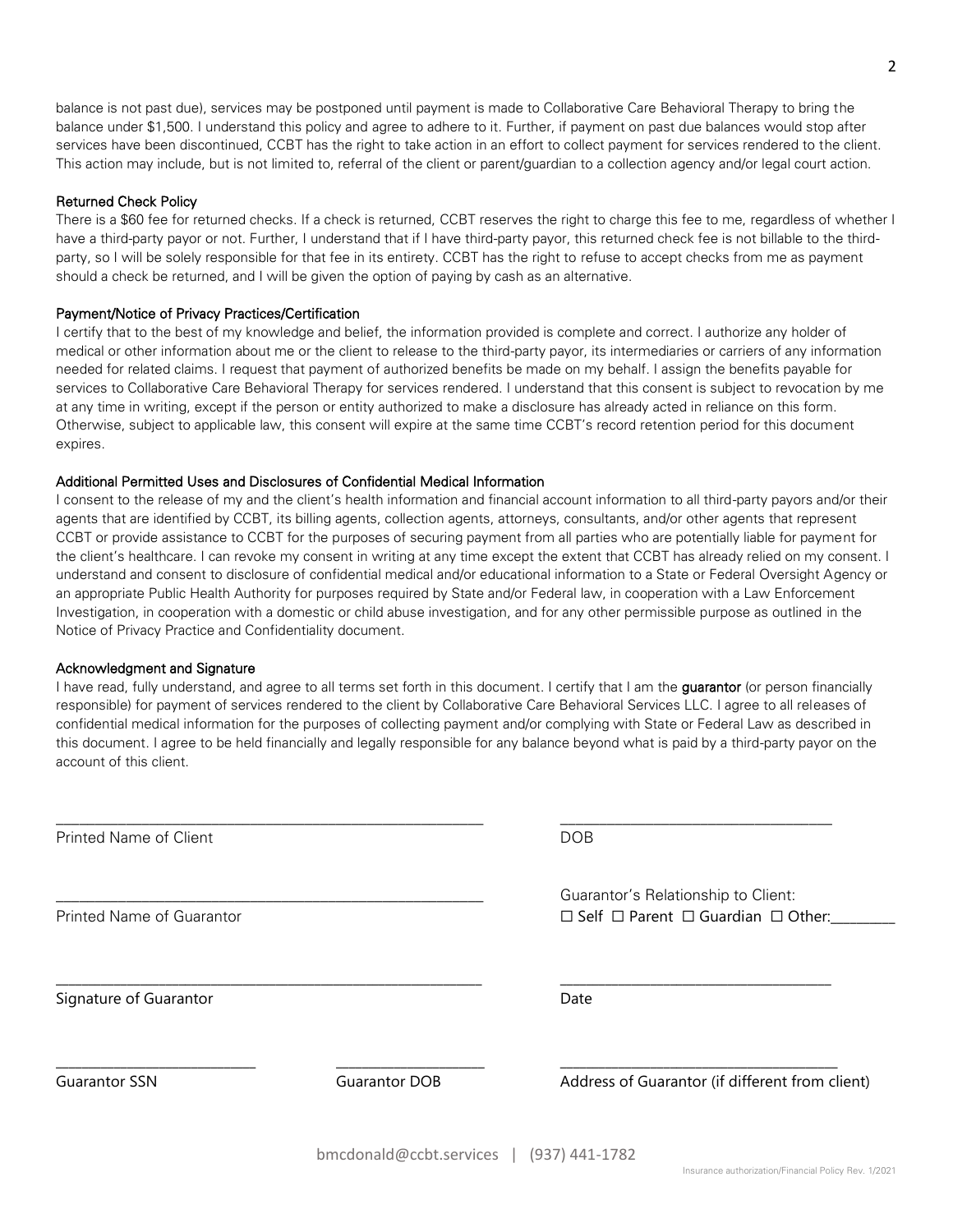balance is not past due), services may be postponed until payment is made to Collaborative Care Behavioral Therapy to bring the balance under $1,500. I understand this policy and agree to adhere to it. Further, if payment on past due balances would stop after services have been discontinued, CCBT has the right to take action in an effort to collect payment for services rendered to the client. This action may include, but is not limited to, referral of the client or parent/guardian to a collection agency and/or legal court action.

#### Returned Check Policy

There is a $60 fee for returned checks. If a check is returned, CCBT reserves the right to charge this fee to me, regardless of whether I have a third-party payor or not. Further, I understand that if I have third-party payor, this returned check fee is not billable to the third-party, so I will be solely responsible for that fee in its entirety. CCBT has the right to refuse to accept checks from me as payment should a check be returned, and I will be given the option of paying by cash as an alternative.

#### Payment/Notice of Privacy Practices/Certification

I certify that to the best of my knowledge and belief, the information provided is complete and correct. I authorize any holder of medical or other information about me or the client to release to the third-party payor, its intermediaries or carriers of any information needed for related claims. I request that payment of authorized benefits be made on my behalf. I assign the benefits payable for services to Collaborative Care Behavioral Therapy for services rendered. I understand that this consent is subject to revocation by me at any time in writing, except if the person or entity authorized to make a disclosure has already acted in reliance on this form. Otherwise, subject to applicable law, this consent will expire at the same time CCBT's record retention period for this document expires.

#### Additional Permitted Uses and Disclosures of Confidential Medical Information

I consent to the release of my and the client's health information and financial account information to all third-party payors and/or their agents that are identified by CCBT, its billing agents, collection agents, attorneys, consultants, and/or other agents that represent CCBT or provide assistance to CCBT for the purposes of securing payment from all parties who are potentially liable for payment for the client's healthcare. I can revoke my consent in writing at any time except the extent that CCBT has already relied on my consent. I understand and consent to disclosure of confidential medical and/or educational information to a State or Federal Oversight Agency or an appropriate Public Health Authority for purposes required by State and/or Federal law, in cooperation with a Law Enforcement Investigation, in cooperation with a domestic or child abuse investigation, and for any other permissible purpose as outlined in the Notice of Privacy Practice and Confidentiality document.

#### Acknowledgment and Signature

I have read, fully understand, and agree to all terms set forth in this document. I certify that I am the **guarantor** (or person financially responsible) for payment of services rendered to the client by Collaborative Care Behavioral Services LLC. I agree to all releases of confidential medical information for the purposes of collecting payment and/or complying with State or Federal Law as described in this document. I agree to be held financially and legally responsible for any balance beyond what is paid by a third-party payor on the account of this client.

\_\_\_\_\_\_\_\_\_\_\_\_\_\_\_\_\_\_\_\_\_\_\_\_\_\_\_\_\_\_\_\_\_\_\_\_\_\_\_\_\_\_\_\_\_\_\_\_ Printed Name of Client

\_\_\_\_\_\_\_\_\_\_\_\_\_\_\_\_\_\_\_\_\_\_\_\_\_\_\_\_\_\_ DOB

\_\_\_\_\_\_\_\_\_\_\_\_\_\_\_\_\_\_\_\_\_\_\_\_\_\_\_\_\_\_\_\_\_\_\_\_\_\_\_\_\_\_\_\_\_\_\_\_ Printed Name of Guarantor

Guarantor's Relationship to Client:
☐ Self ☐ Parent ☐ Guardian ☐ Other:\_\_\_\_\_\_\_\_

\_\_\_\_\_\_\_\_\_\_\_\_\_\_\_\_\_\_\_\_\_\_\_\_\_\_\_\_\_\_\_\_\_\_\_\_\_\_\_\_\_\_\_\_\_\_\_\_ Signature of Guarantor

\_\_\_\_\_\_\_\_\_\_\_\_\_\_\_\_\_\_\_\_\_\_\_\_\_\_\_\_\_\_ Date

\_\_\_\_\_\_\_\_\_\_\_\_\_\_\_\_\_\_\_\_\_\_ Guarantor SSN

\_\_\_\_\_\_\_\_\_\_\_\_\_\_\_\_ Guarantor DOB

\_\_\_\_\_\_\_\_\_\_\_\_\_\_\_\_\_\_\_\_\_\_\_\_\_\_\_\_\_\_ Address of Guarantor (if different from client)

bmcdonald@ccbt.services | (937) 441-1782

Insurance authorization/Financial Policy Rev. 1/2021